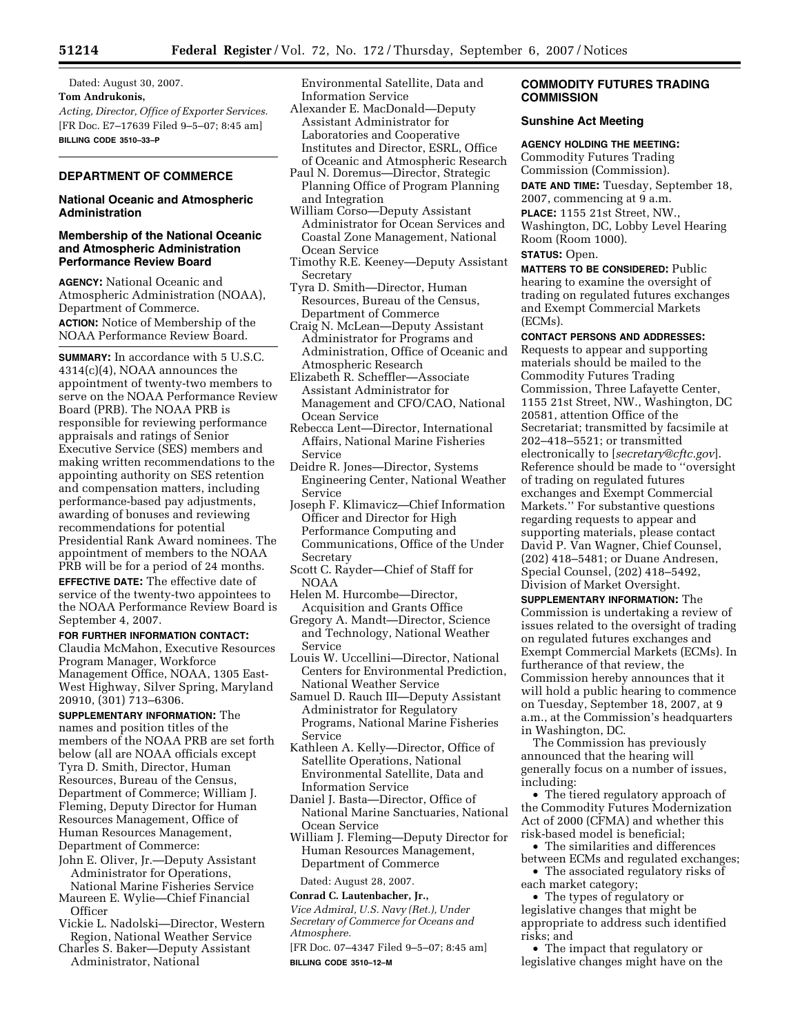Dated: August 30, 2007.

**Tom Andrukonis,**

*Acting, Director, Office of Exporter Services.*

[FR Doc. E7–17639 Filed 9–5–07; 8:45 am]

**BILLING CODE 3510–33–P**

## DEPARTMENT OF COMMERCE

### National Oceanic and Atmospheric Administration

### Membership of the National Oceanic and Atmospheric Administration Performance Review Board

**AGENCY:** National Oceanic and Atmospheric Administration (NOAA), Department of Commerce.

**ACTION:** Notice of Membership of the NOAA Performance Review Board.

**SUMMARY:** In accordance with 5 U.S.C. 4314(c)(4), NOAA announces the appointment of twenty-two members to serve on the NOAA Performance Review Board (PRB). The NOAA PRB is responsible for reviewing performance appraisals and ratings of Senior Executive Service (SES) members and making written recommendations to the appointing authority on SES retention and compensation matters, including performance-based pay adjustments, awarding of bonuses and reviewing recommendations for potential Presidential Rank Award nominees. The appointment of members to the NOAA PRB will be for a period of 24 months.

**EFFECTIVE DATE:** The effective date of service of the twenty-two appointees to the NOAA Performance Review Board is September 4, 2007.

**FOR FURTHER INFORMATION CONTACT:** Claudia McMahon, Executive Resources Program Manager, Workforce Management Office, NOAA, 1305 East-West Highway, Silver Spring, Maryland 20910, (301) 713–6306.

**SUPPLEMENTARY INFORMATION:** The names and position titles of the members of the NOAA PRB are set forth below (all are NOAA officials except Tyra D. Smith, Director, Human Resources, Bureau of the Census, Department of Commerce; William J. Fleming, Deputy Director for Human Resources Management, Office of Human Resources Management, Department of Commerce:

John E. Oliver, Jr.—Deputy Assistant Administrator for Operations, National Marine Fisheries Service

Maureen E. Wylie—Chief Financial Officer

Vickie L. Nadolski—Director, Western Region, National Weather Service

Charles S. Baker—Deputy Assistant Administrator, National Environmental Satellite, Data and Information Service

Alexander E. MacDonald—Deputy Assistant Administrator for Laboratories and Cooperative Institutes and Director, ESRL, Office of Oceanic and Atmospheric Research

Paul N. Doremus—Director, Strategic Planning Office of Program Planning and Integration

William Corso—Deputy Assistant Administrator for Ocean Services and Coastal Zone Management, National Ocean Service

Timothy R.E. Keeney—Deputy Assistant Secretary

Tyra D. Smith—Director, Human Resources, Bureau of the Census, Department of Commerce

Craig N. McLean—Deputy Assistant Administrator for Programs and Administration, Office of Oceanic and Atmospheric Research

Elizabeth R. Scheffler—Associate Assistant Administrator for Management and CFO/CAO, National Ocean Service

Rebecca Lent—Director, International Affairs, National Marine Fisheries Service

Deidre R. Jones—Director, Systems Engineering Center, National Weather Service

Joseph F. Klimavicz—Chief Information Officer and Director for High Performance Computing and Communications, Office of the Under Secretary

Scott C. Rayder—Chief of Staff for NOAA

Helen M. Hurcombe—Director, Acquisition and Grants Office

Gregory A. Mandt—Director, Science and Technology, National Weather Service

Louis W. Uccellini—Director, National Centers for Environmental Prediction, National Weather Service

Samuel D. Rauch III—Deputy Assistant Administrator for Regulatory Programs, National Marine Fisheries Service

Kathleen A. Kelly—Director, Office of Satellite Operations, National Environmental Satellite, Data and Information Service

Daniel J. Basta—Director, Office of National Marine Sanctuaries, National Ocean Service

William J. Fleming—Deputy Director for Human Resources Management, Department of Commerce

Dated: August 28, 2007.

**Conrad C. Lautenbacher, Jr.,**

*Vice Admiral, U.S. Navy (Ret.), Under Secretary of Commerce for Oceans and Atmosphere.*

[FR Doc. 07–4347 Filed 9–5–07; 8:45 am]

**BILLING CODE 3510–12–M**

## COMMODITY FUTURES TRADING COMMISSION

### Sunshine Act Meeting

**AGENCY HOLDING THE MEETING:** Commodity Futures Trading Commission (Commission).

**DATE AND TIME:** Tuesday, September 18, 2007, commencing at 9 a.m.

**PLACE:** 1155 21st Street, NW., Washington, DC, Lobby Level Hearing Room (Room 1000).

**STATUS:** Open.

**MATTERS TO BE CONSIDERED:** Public hearing to examine the oversight of trading on regulated futures exchanges and Exempt Commercial Markets (ECMs).

**CONTACT PERSONS AND ADDRESSES:** Requests to appear and supporting materials should be mailed to the Commodity Futures Trading Commission, Three Lafayette Center, 1155 21st Street, NW., Washington, DC 20581, attention Office of the Secretariat; transmitted by facsimile at 202–418–5521; or transmitted electronically to [*secretary@cftc.gov*]. Reference should be made to ''oversight of trading on regulated futures exchanges and Exempt Commercial Markets.'' For substantive questions regarding requests to appear and supporting materials, please contact David P. Van Wagner, Chief Counsel, (202) 418–5481; or Duane Andresen, Special Counsel, (202) 418–5492, Division of Market Oversight.

**SUPPLEMENTARY INFORMATION:** The Commission is undertaking a review of issues related to the oversight of trading on regulated futures exchanges and Exempt Commercial Markets (ECMs). In furtherance of that review, the Commission hereby announces that it will hold a public hearing to commence on Tuesday, September 18, 2007, at 9 a.m., at the Commission's headquarters in Washington, DC.

The Commission has previously announced that the hearing will generally focus on a number of issues, including:

- The tiered regulatory approach of the Commodity Futures Modernization Act of 2000 (CFMA) and whether this risk-based model is beneficial;
- The similarities and differences between ECMs and regulated exchanges;
- The associated regulatory risks of each market category;
- The types of regulatory or legislative changes that might be appropriate to address such identified risks; and
- The impact that regulatory or legislative changes might have on the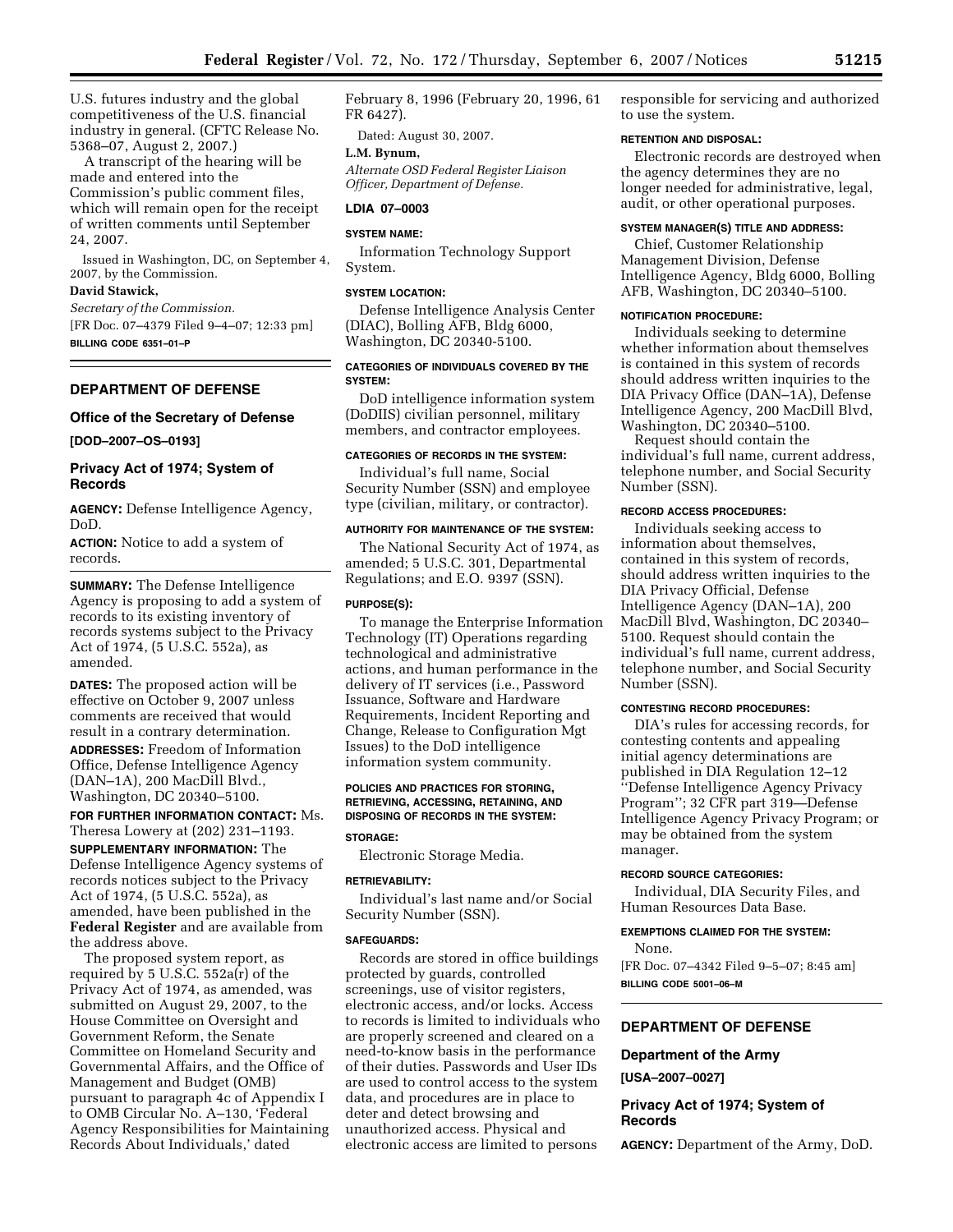U.S. futures industry and the global competitiveness of the U.S. financial industry in general. (CFTC Release No. 5368–07, August 2, 2007.)

A transcript of the hearing will be made and entered into the Commission's public comment files, which will remain open for the receipt of written comments until September 24, 2007.

Issued in Washington, DC, on September 4, 2007, by the Commission.

**David Stawick,**

*Secretary of the Commission.*

[FR Doc. 07–4379 Filed 9–4–07; 12:33 pm]

**BILLING CODE 6351–01–P**

---

## DEPARTMENT OF DEFENSE

### Office of the Secretary of Defense

**[DOD–2007–OS–0193]**

### Privacy Act of 1974; System of Records

**AGENCY:** Defense Intelligence Agency, DoD.

**ACTION:** Notice to add a system of records.

---

**SUMMARY:** The Defense Intelligence Agency is proposing to add a system of records to its existing inventory of records systems subject to the Privacy Act of 1974, (5 U.S.C. 552a), as amended.

**DATES:** The proposed action will be effective on October 9, 2007 unless comments are received that would result in a contrary determination.

**ADDRESSES:** Freedom of Information Office, Defense Intelligence Agency (DAN–1A), 200 MacDill Blvd., Washington, DC 20340–5100.

**FOR FURTHER INFORMATION CONTACT:** Ms. Theresa Lowery at (202) 231–1193.

**SUPPLEMENTARY INFORMATION:** The Defense Intelligence Agency systems of records notices subject to the Privacy Act of 1974, (5 U.S.C. 552a), as amended, have been published in the **Federal Register** and are available from the address above.

The proposed system report, as required by 5 U.S.C. 552a(r) of the Privacy Act of 1974, as amended, was submitted on August 29, 2007, to the House Committee on Oversight and Government Reform, the Senate Committee on Homeland Security and Governmental Affairs, and the Office of Management and Budget (OMB) pursuant to paragraph 4c of Appendix I to OMB Circular No. A–130, 'Federal Agency Responsibilities for Maintaining Records About Individuals,' dated February 8, 1996 (February 20, 1996, 61 FR 6427).

Dated: August 30, 2007.

**L.M. Bynum,**

*Alternate OSD Federal Register Liaison Officer, Department of Defense.*

#### LDIA 07–0003

**SYSTEM NAME:**

Information Technology Support System.

**SYSTEM LOCATION:**

Defense Intelligence Analysis Center (DIAC), Bolling AFB, Bldg 6000, Washington, DC 20340-5100.

**CATEGORIES OF INDIVIDUALS COVERED BY THE SYSTEM:**

DoD intelligence information system (DoDIIS) civilian personnel, military members, and contractor employees.

**CATEGORIES OF RECORDS IN THE SYSTEM:**

Individual's full name, Social Security Number (SSN) and employee type (civilian, military, or contractor).

**AUTHORITY FOR MAINTENANCE OF THE SYSTEM:**

The National Security Act of 1974, as amended; 5 U.S.C. 301, Departmental Regulations; and E.O. 9397 (SSN).

**PURPOSE(S):**

To manage the Enterprise Information Technology (IT) Operations regarding technological and administrative actions, and human performance in the delivery of IT services (i.e., Password Issuance, Software and Hardware Requirements, Incident Reporting and Change, Release to Configuration Mgt Issues) to the DoD intelligence information system community.

**POLICIES AND PRACTICES FOR STORING, RETRIEVING, ACCESSING, RETAINING, AND DISPOSING OF RECORDS IN THE SYSTEM:**

**STORAGE:**

Electronic Storage Media.

**RETRIEVABILITY:**

Individual's last name and/or Social Security Number (SSN).

**SAFEGUARDS:**

Records are stored in office buildings protected by guards, controlled screenings, use of visitor registers, electronic access, and/or locks. Access to records is limited to individuals who are properly screened and cleared on a need-to-know basis in the performance of their duties. Passwords and User IDs are used to control access to the system data, and procedures are in place to deter and detect browsing and unauthorized access. Physical and electronic access are limited to persons responsible for servicing and authorized to use the system.

**RETENTION AND DISPOSAL:**

Electronic records are destroyed when the agency determines they are no longer needed for administrative, legal, audit, or other operational purposes.

**SYSTEM MANAGER(S) TITLE AND ADDRESS:**

Chief, Customer Relationship Management Division, Defense Intelligence Agency, Bldg 6000, Bolling AFB, Washington, DC 20340–5100.

**NOTIFICATION PROCEDURE:**

Individuals seeking to determine whether information about themselves is contained in this system of records should address written inquiries to the DIA Privacy Office (DAN–1A), Defense Intelligence Agency, 200 MacDill Blvd, Washington, DC 20340–5100.

Request should contain the individual's full name, current address, telephone number, and Social Security Number (SSN).

**RECORD ACCESS PROCEDURES:**

Individuals seeking access to information about themselves, contained in this system of records, should address written inquiries to the DIA Privacy Official, Defense Intelligence Agency (DAN–1A), 200 MacDill Blvd, Washington, DC 20340–5100. Request should contain the individual's full name, current address, telephone number, and Social Security Number (SSN).

**CONTESTING RECORD PROCEDURES:**

DIA's rules for accessing records, for contesting contents and appealing initial agency determinations are published in DIA Regulation 12–12 ''Defense Intelligence Agency Privacy Program''; 32 CFR part 319—Defense Intelligence Agency Privacy Program; or may be obtained from the system manager.

**RECORD SOURCE CATEGORIES:**

Individual, DIA Security Files, and Human Resources Data Base.

**EXEMPTIONS CLAIMED FOR THE SYSTEM:**

None.

[FR Doc. 07–4342 Filed 9–5–07; 8:45 am]

**BILLING CODE 5001–06–M**

---

## DEPARTMENT OF DEFENSE

### Department of the Army

**[USA–2007–0027]**

### Privacy Act of 1974; System of Records

**AGENCY:** Department of the Army, DoD.